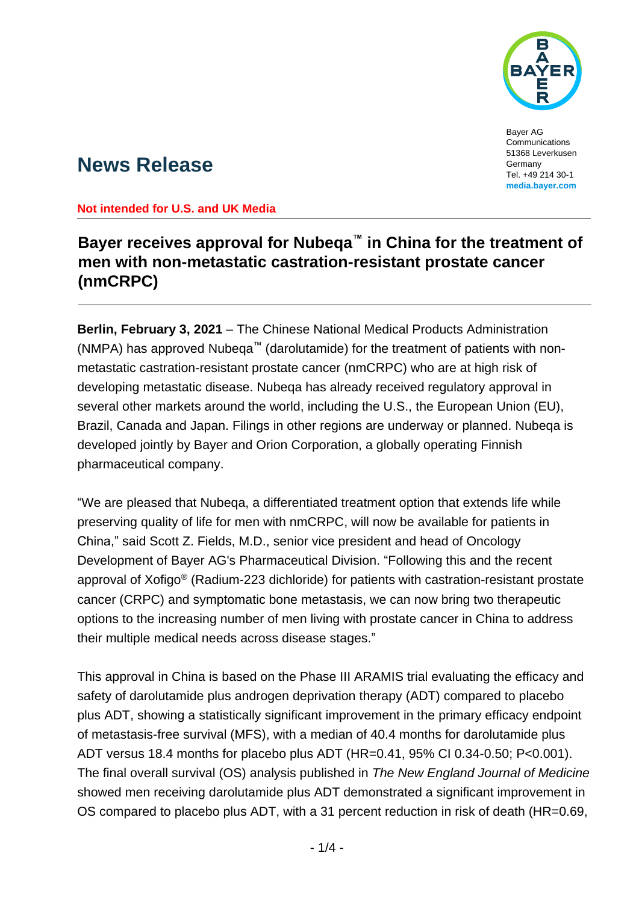Bayer AG
Communications
51368 Leverkusen
Germany
Tel. +49 214 30-1
**media.bayer.com**

# News Release

**Not intended for U.S. and UK Media**

## Bayer receives approval for Nubeqa™ in China for the treatment of men with non-metastatic castration-resistant prostate cancer (nmCRPC)

**Berlin, February 3, 2021** – The Chinese National Medical Products Administration (NMPA) has approved Nubeqa™ (darolutamide) for the treatment of patients with non-metastatic castration-resistant prostate cancer (nmCRPC) who are at high risk of developing metastatic disease. Nubeqa has already received regulatory approval in several other markets around the world, including the U.S., the European Union (EU), Brazil, Canada and Japan. Filings in other regions are underway or planned. Nubeqa is developed jointly by Bayer and Orion Corporation, a globally operating Finnish pharmaceutical company.

"We are pleased that Nubeqa, a differentiated treatment option that extends life while preserving quality of life for men with nmCRPC, will now be available for patients in China," said Scott Z. Fields, M.D., senior vice president and head of Oncology Development of Bayer AG's Pharmaceutical Division. "Following this and the recent approval of Xofigo® (Radium-223 dichloride) for patients with castration-resistant prostate cancer (CRPC) and symptomatic bone metastasis, we can now bring two therapeutic options to the increasing number of men living with prostate cancer in China to address their multiple medical needs across disease stages."

This approval in China is based on the Phase III ARAMIS trial evaluating the efficacy and safety of darolutamide plus androgen deprivation therapy (ADT) compared to placebo plus ADT, showing a statistically significant improvement in the primary efficacy endpoint of metastasis-free survival (MFS), with a median of 40.4 months for darolutamide plus ADT versus 18.4 months for placebo plus ADT (HR=0.41, 95% CI 0.34-0.50; P<0.001). The final overall survival (OS) analysis published in *The New England Journal of Medicine* showed men receiving darolutamide plus ADT demonstrated a significant improvement in OS compared to placebo plus ADT, with a 31 percent reduction in risk of death (HR=0.69,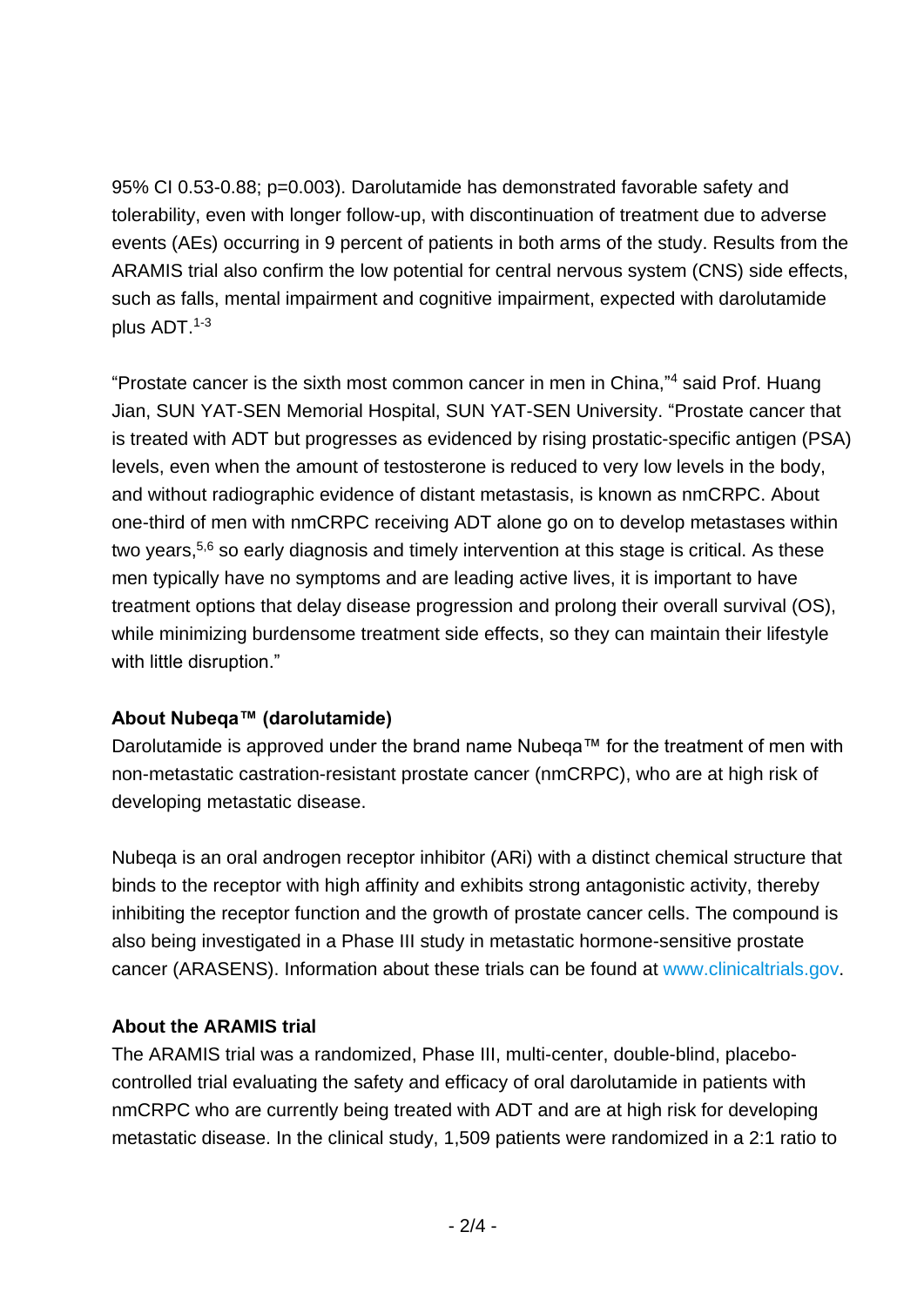95% CI 0.53-0.88; p=0.003). Darolutamide has demonstrated favorable safety and tolerability, even with longer follow-up, with discontinuation of treatment due to adverse events (AEs) occurring in 9 percent of patients in both arms of the study. Results from the ARAMIS trial also confirm the low potential for central nervous system (CNS) side effects, such as falls, mental impairment and cognitive impairment, expected with darolutamide plus ADT.[1-3]

"Prostate cancer is the sixth most common cancer in men in China,"[4] said Prof. Huang Jian, SUN YAT-SEN Memorial Hospital, SUN YAT-SEN University. "Prostate cancer that is treated with ADT but progresses as evidenced by rising prostatic-specific antigen (PSA) levels, even when the amount of testosterone is reduced to very low levels in the body, and without radiographic evidence of distant metastasis, is known as nmCRPC. About one-third of men with nmCRPC receiving ADT alone go on to develop metastases within two years,[5,6] so early diagnosis and timely intervention at this stage is critical. As these men typically have no symptoms and are leading active lives, it is important to have treatment options that delay disease progression and prolong their overall survival (OS), while minimizing burdensome treatment side effects, so they can maintain their lifestyle with little disruption."

**About Nubeqa™ (darolutamide)**

Darolutamide is approved under the brand name Nubeqa™ for the treatment of men with non-metastatic castration-resistant prostate cancer (nmCRPC), who are at high risk of developing metastatic disease.

Nubeqa is an oral androgen receptor inhibitor (ARi) with a distinct chemical structure that binds to the receptor with high affinity and exhibits strong antagonistic activity, thereby inhibiting the receptor function and the growth of prostate cancer cells. The compound is also being investigated in a Phase III study in metastatic hormone-sensitive prostate cancer (ARASENS). Information about these trials can be found at www.clinicaltrials.gov.

**About the ARAMIS trial**

The ARAMIS trial was a randomized, Phase III, multi-center, double-blind, placebo-controlled trial evaluating the safety and efficacy of oral darolutamide in patients with nmCRPC who are currently being treated with ADT and are at high risk for developing metastatic disease. In the clinical study, 1,509 patients were randomized in a 2:1 ratio to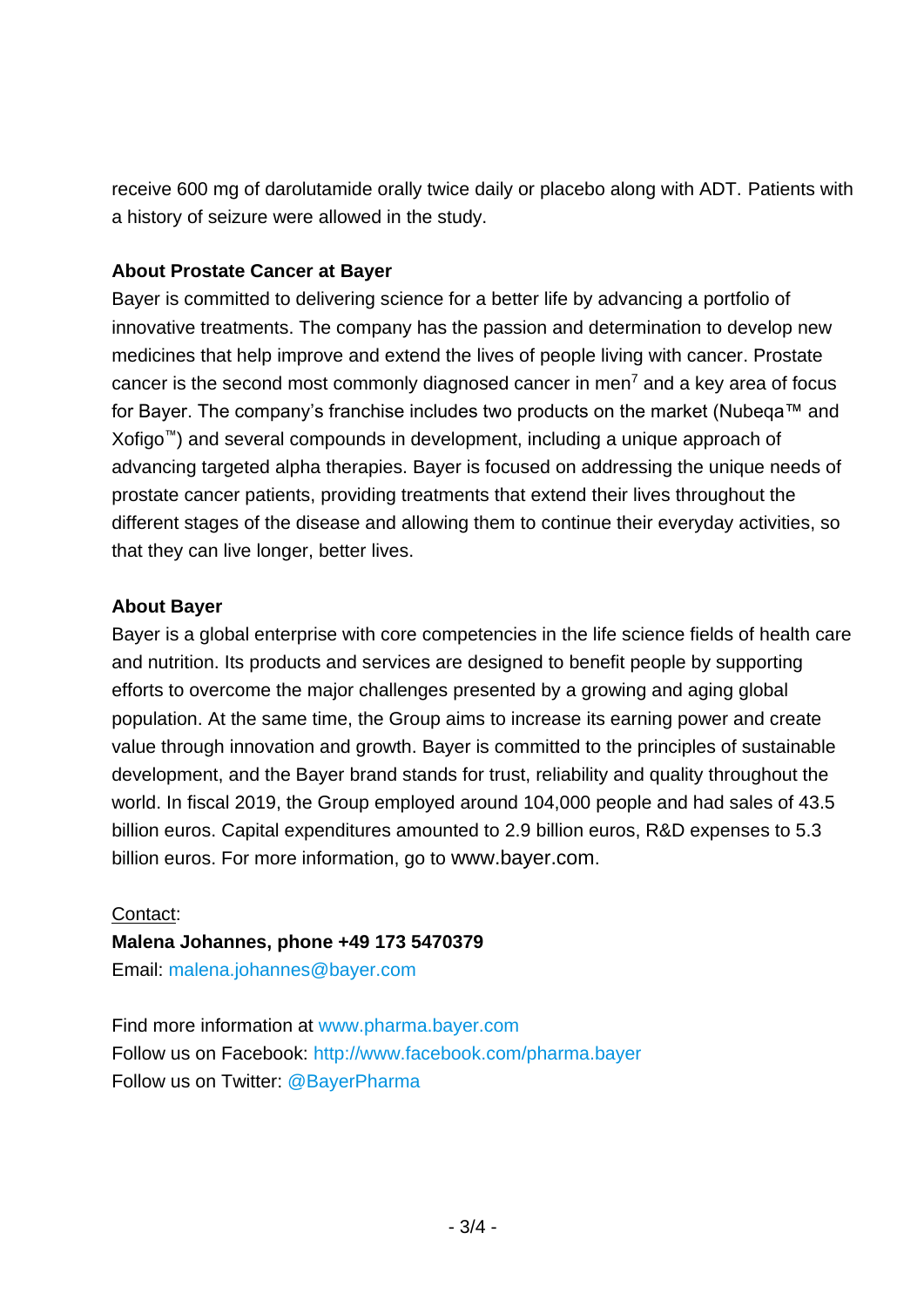receive 600 mg of darolutamide orally twice daily or placebo along with ADT. Patients with a history of seizure were allowed in the study.

**About Prostate Cancer at Bayer**

Bayer is committed to delivering science for a better life by advancing a portfolio of innovative treatments. The company has the passion and determination to develop new medicines that help improve and extend the lives of people living with cancer. Prostate cancer is the second most commonly diagnosed cancer in men[7] and a key area of focus for Bayer. The company's franchise includes two products on the market (Nubeqa™ and Xofigo™) and several compounds in development, including a unique approach of advancing targeted alpha therapies. Bayer is focused on addressing the unique needs of prostate cancer patients, providing treatments that extend their lives throughout the different stages of the disease and allowing them to continue their everyday activities, so that they can live longer, better lives.

**About Bayer**

Bayer is a global enterprise with core competencies in the life science fields of health care and nutrition. Its products and services are designed to benefit people by supporting efforts to overcome the major challenges presented by a growing and aging global population. At the same time, the Group aims to increase its earning power and create value through innovation and growth. Bayer is committed to the principles of sustainable development, and the Bayer brand stands for trust, reliability and quality throughout the world. In fiscal 2019, the Group employed around 104,000 people and had sales of 43.5 billion euros. Capital expenditures amounted to 2.9 billion euros, R&D expenses to 5.3 billion euros. For more information, go to www.bayer.com.

Contact:
**Malena Johannes, phone +49 173 5470379**
Email: malena.johannes@bayer.com

Find more information at www.pharma.bayer.com
Follow us on Facebook: http://www.facebook.com/pharma.bayer
Follow us on Twitter: @BayerPharma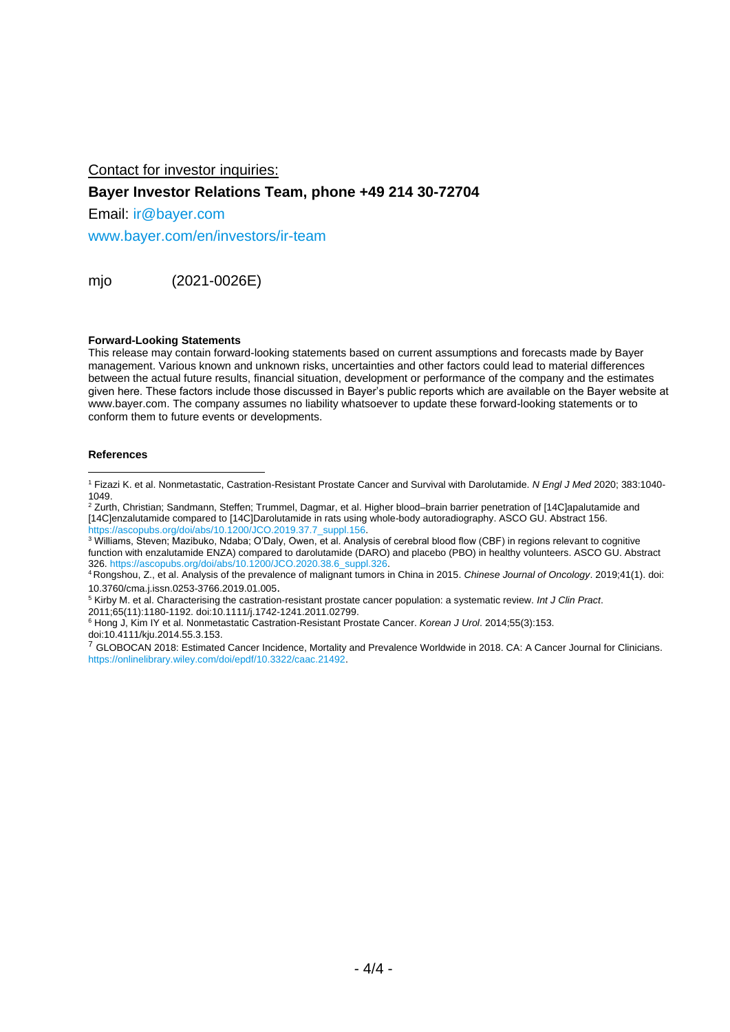Contact for investor inquiries:

**Bayer Investor Relations Team, phone +49 214 30-72704**

Email: ir@bayer.com

www.bayer.com/en/investors/ir-team

mjo (2021-0026E)

**Forward-Looking Statements**

This release may contain forward-looking statements based on current assumptions and forecasts made by Bayer management. Various known and unknown risks, uncertainties and other factors could lead to material differences between the actual future results, financial situation, development or performance of the company and the estimates given here. These factors include those discussed in Bayer's public reports which are available on the Bayer website at www.bayer.com. The company assumes no liability whatsoever to update these forward-looking statements or to conform them to future events or developments.

**References**

[1] Fizazi K. et al. Nonmetastatic, Castration-Resistant Prostate Cancer and Survival with Darolutamide. *N Engl J Med* 2020; 383:1040-1049.

[2] Zurth, Christian; Sandmann, Steffen; Trummel, Dagmar, et al. Higher blood–brain barrier penetration of [14C]apalutamide and [14C]enzalutamide compared to [14C]Darolutamide in rats using whole-body autoradiography. ASCO GU. Abstract 156. https://ascopubs.org/doi/abs/10.1200/JCO.2019.37.7_suppl.156.

[3] Williams, Steven; Mazibuko, Ndaba; O'Daly, Owen, et al. Analysis of cerebral blood flow (CBF) in regions relevant to cognitive function with enzalutamide ENZA) compared to darolutamide (DARO) and placebo (PBO) in healthy volunteers. ASCO GU. Abstract 326. https://ascopubs.org/doi/abs/10.1200/JCO.2020.38.6_suppl.326.

[4] Rongshou, Z., et al. Analysis of the prevalence of malignant tumors in China in 2015. *Chinese Journal of Oncology*. 2019;41(1). doi: 10.3760/cma.j.issn.0253-3766.2019.01.005.

[5] Kirby M. et al. Characterising the castration-resistant prostate cancer population: a systematic review. *Int J Clin Pract*. 2011;65(11):1180-1192. doi:10.1111/j.1742-1241.2011.02799.

[6] Hong J, Kim IY et al. Nonmetastatic Castration-Resistant Prostate Cancer. *Korean J Urol*. 2014;55(3):153. doi:10.4111/kju.2014.55.3.153.

[7] GLOBOCAN 2018: Estimated Cancer Incidence, Mortality and Prevalence Worldwide in 2018. CA: A Cancer Journal for Clinicians. https://onlinelibrary.wiley.com/doi/epdf/10.3322/caac.21492.